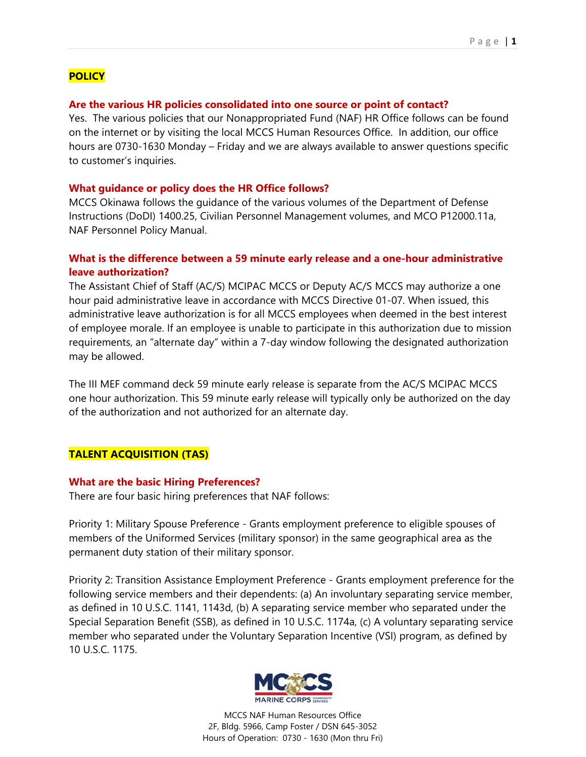## POLICY

### Are the various HR policies consolidated into one source or point of contact?

Yes. The various policies that our Nonappropriated Fund (NAF) HR Office follows can be found on the internet or by visiting the local MCCS Human Resources Office. In addition, our office hours are 0730-1630 Monday – Friday and we are always available to answer questions specific to customer's inquiries.

### What guidance or policy does the HR Office follows?

MCCS Okinawa follows the guidance of the various volumes of the Department of Defense Instructions (DoDI) 1400.25, Civilian Personnel Management volumes, and MCO P12000.11a, NAF Personnel Policy Manual.

### What is the difference between a 59 minute early release and a one-hour administrative leave authorization?

The Assistant Chief of Staff (AC/S) MCIPAC MCCS or Deputy AC/S MCCS may authorize a one hour paid administrative leave in accordance with MCCS Directive 01-07. When issued, this administrative leave authorization is for all MCCS employees when deemed in the best interest of employee morale. If an employee is unable to participate in this authorization due to mission requirements, an "alternate day" within a 7-day window following the designated authorization may be allowed.

The III MEF command deck 59 minute early release is separate from the AC/S MCIPAC MCCS one hour authorization. This 59 minute early release will typically only be authorized on the day of the authorization and not authorized for an alternate day.

## TALENT ACQUISITION (TAS)

### What are the basic Hiring Preferences?

There are four basic hiring preferences that NAF follows:

Priority 1: Military Spouse Preference - Grants employment preference to eligible spouses of members of the Uniformed Services {military sponsor) in the same geographical area as the permanent duty station of their military sponsor.

Priority 2: Transition Assistance Employment Preference - Grants employment preference for the following service members and their dependents: (a) An involuntary separating service member, as defined in 10 U.S.C. 1141, 1143d, (b) A separating service member who separated under the Special Separation Benefit (SSB), as defined in 10 U.S.C. 1174a, (c) A voluntary separating service member who separated under the Voluntary Separation Incentive (VSI) program, as defined by 10 U.S.C. 1175.

MCCS NAF Human Resources Office
2F, Bldg. 5966, Camp Foster / DSN 645-3052
Hours of Operation: 0730 - 1630 (Mon thru Fri)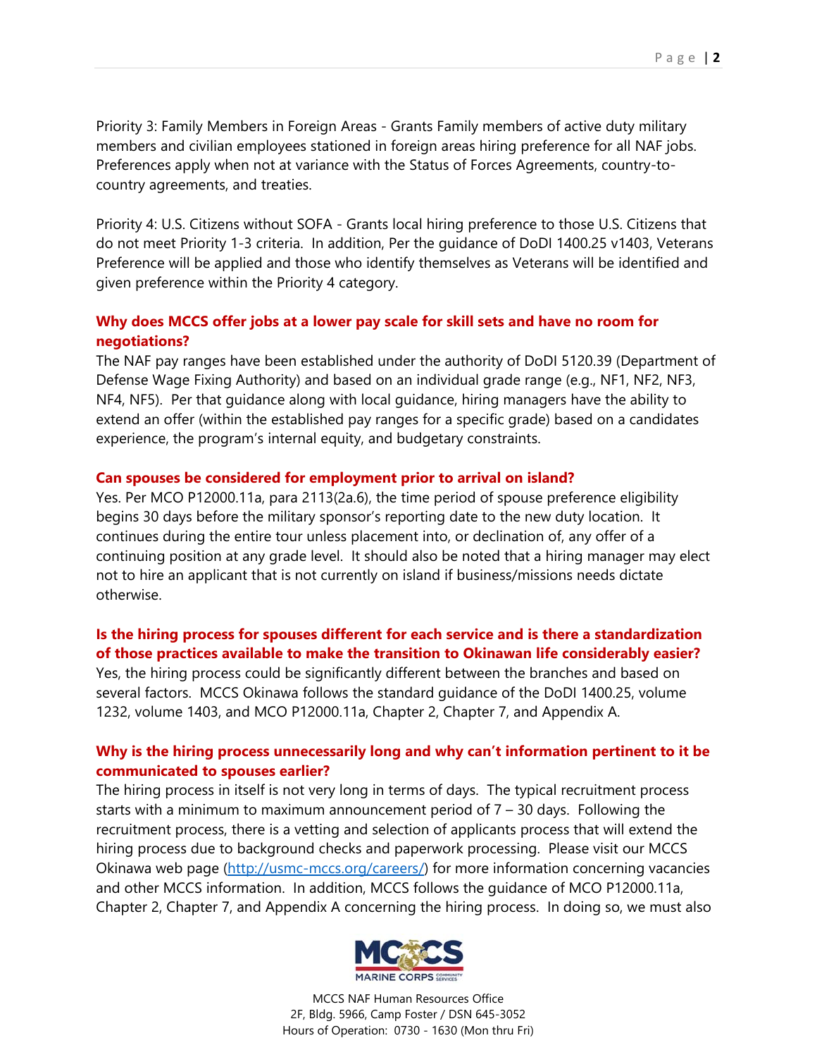Priority 3: Family Members in Foreign Areas - Grants Family members of active duty military members and civilian employees stationed in foreign areas hiring preference for all NAF jobs. Preferences apply when not at variance with the Status of Forces Agreements, country-to-country agreements, and treaties.

Priority 4: U.S. Citizens without SOFA - Grants local hiring preference to those U.S. Citizens that do not meet Priority 1-3 criteria. In addition, Per the guidance of DoDI 1400.25 v1403, Veterans Preference will be applied and those who identify themselves as Veterans will be identified and given preference within the Priority 4 category.

**Why does MCCS offer jobs at a lower pay scale for skill sets and have no room for negotiations?**

The NAF pay ranges have been established under the authority of DoDI 5120.39 (Department of Defense Wage Fixing Authority) and based on an individual grade range (e.g., NF1, NF2, NF3, NF4, NF5). Per that guidance along with local guidance, hiring managers have the ability to extend an offer (within the established pay ranges for a specific grade) based on a candidates experience, the program's internal equity, and budgetary constraints.

**Can spouses be considered for employment prior to arrival on island?**

Yes. Per MCO P12000.11a, para 2113(2a.6), the time period of spouse preference eligibility begins 30 days before the military sponsor's reporting date to the new duty location. It continues during the entire tour unless placement into, or declination of, any offer of a continuing position at any grade level. It should also be noted that a hiring manager may elect not to hire an applicant that is not currently on island if business/missions needs dictate otherwise.

**Is the hiring process for spouses different for each service and is there a standardization of those practices available to make the transition to Okinawan life considerably easier?**

Yes, the hiring process could be significantly different between the branches and based on several factors. MCCS Okinawa follows the standard guidance of the DoDI 1400.25, volume 1232, volume 1403, and MCO P12000.11a, Chapter 2, Chapter 7, and Appendix A.

**Why is the hiring process unnecessarily long and why can't information pertinent to it be communicated to spouses earlier?**

The hiring process in itself is not very long in terms of days. The typical recruitment process starts with a minimum to maximum announcement period of 7 – 30 days. Following the recruitment process, there is a vetting and selection of applicants process that will extend the hiring process due to background checks and paperwork processing. Please visit our MCCS Okinawa web page (http://usmc-mccs.org/careers/) for more information concerning vacancies and other MCCS information. In addition, MCCS follows the guidance of MCO P12000.11a, Chapter 2, Chapter 7, and Appendix A concerning the hiring process. In doing so, we must also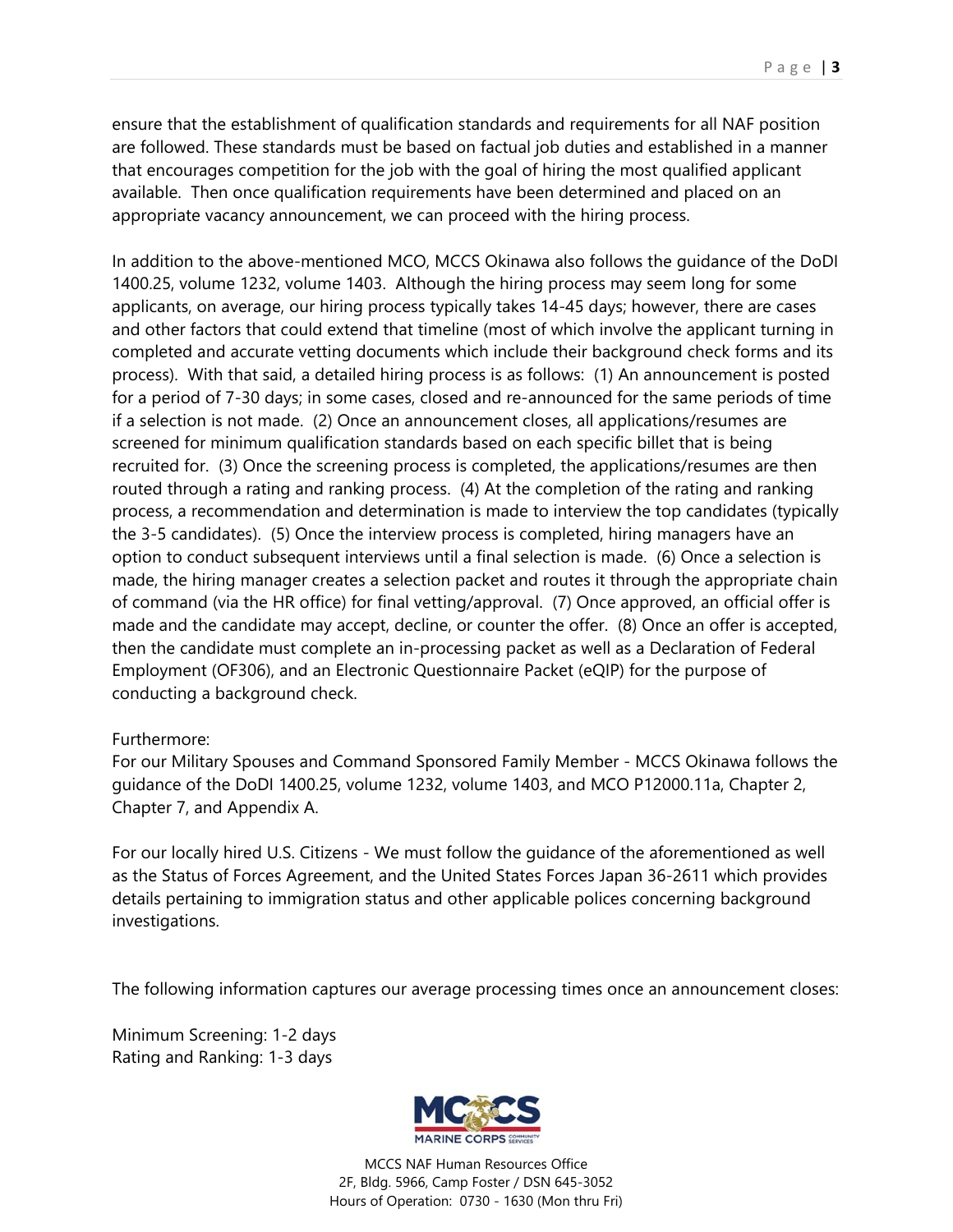ensure that the establishment of qualification standards and requirements for all NAF position are followed. These standards must be based on factual job duties and established in a manner that encourages competition for the job with the goal of hiring the most qualified applicant available. Then once qualification requirements have been determined and placed on an appropriate vacancy announcement, we can proceed with the hiring process.

In addition to the above-mentioned MCO, MCCS Okinawa also follows the guidance of the DoDI 1400.25, volume 1232, volume 1403. Although the hiring process may seem long for some applicants, on average, our hiring process typically takes 14-45 days; however, there are cases and other factors that could extend that timeline (most of which involve the applicant turning in completed and accurate vetting documents which include their background check forms and its process). With that said, a detailed hiring process is as follows: (1) An announcement is posted for a period of 7-30 days; in some cases, closed and re-announced for the same periods of time if a selection is not made. (2) Once an announcement closes, all applications/resumes are screened for minimum qualification standards based on each specific billet that is being recruited for. (3) Once the screening process is completed, the applications/resumes are then routed through a rating and ranking process. (4) At the completion of the rating and ranking process, a recommendation and determination is made to interview the top candidates (typically the 3-5 candidates). (5) Once the interview process is completed, hiring managers have an option to conduct subsequent interviews until a final selection is made. (6) Once a selection is made, the hiring manager creates a selection packet and routes it through the appropriate chain of command (via the HR office) for final vetting/approval. (7) Once approved, an official offer is made and the candidate may accept, decline, or counter the offer. (8) Once an offer is accepted, then the candidate must complete an in-processing packet as well as a Declaration of Federal Employment (OF306), and an Electronic Questionnaire Packet (eQIP) for the purpose of conducting a background check.

Furthermore:
For our Military Spouses and Command Sponsored Family Member - MCCS Okinawa follows the guidance of the DoDI 1400.25, volume 1232, volume 1403, and MCO P12000.11a, Chapter 2, Chapter 7, and Appendix A.

For our locally hired U.S. Citizens - We must follow the guidance of the aforementioned as well as the Status of Forces Agreement, and the United States Forces Japan 36-2611 which provides details pertaining to immigration status and other applicable polices concerning background investigations.

The following information captures our average processing times once an announcement closes:

Minimum Screening: 1-2 days
Rating and Ranking: 1-3 days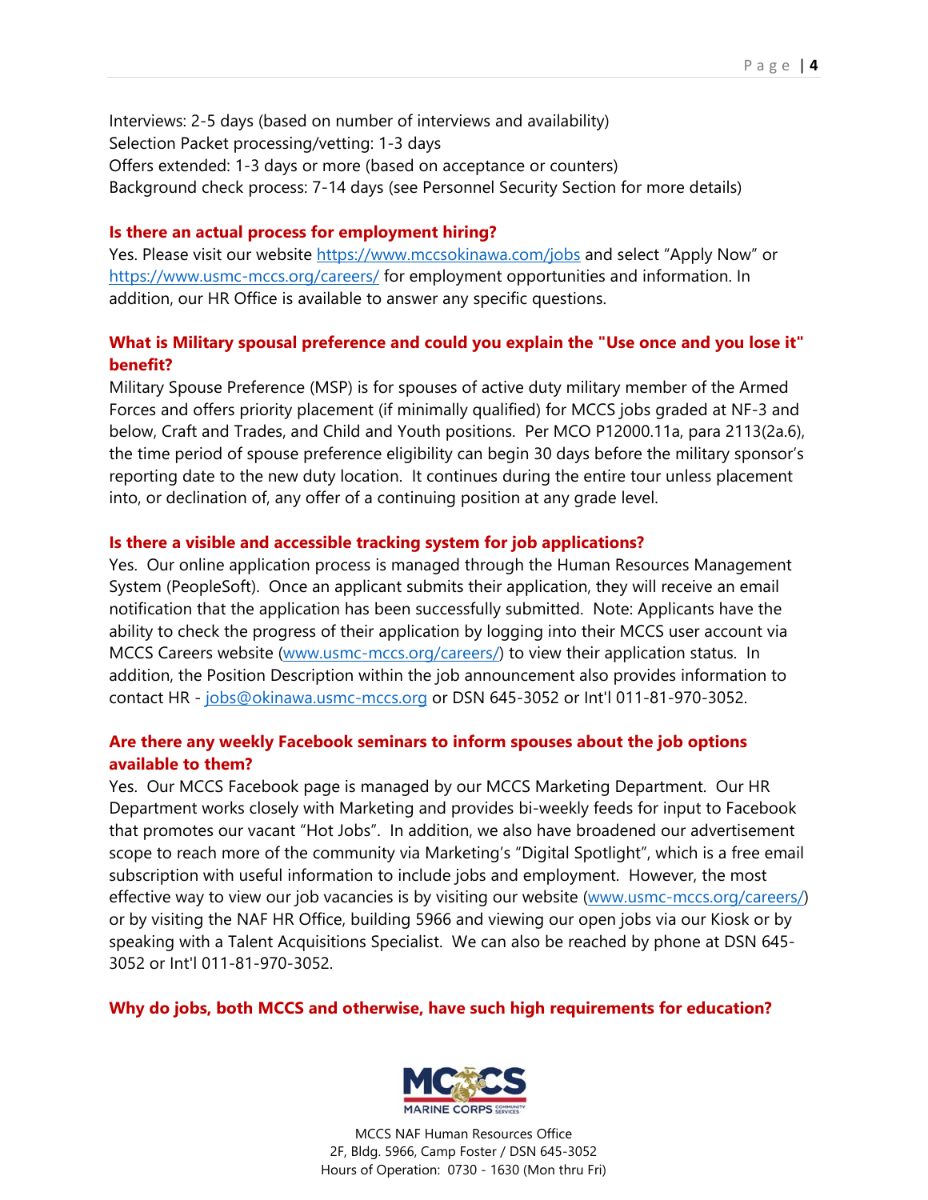Interviews: 2-5 days (based on number of interviews and availability)
Selection Packet processing/vetting: 1-3 days
Offers extended: 1-3 days or more (based on acceptance or counters)
Background check process: 7-14 days (see Personnel Security Section for more details)

**Is there an actual process for employment hiring?**

Yes. Please visit our website https://www.mccsokinawa.com/jobs and select "Apply Now" or https://www.usmc-mccs.org/careers/ for employment opportunities and information. In addition, our HR Office is available to answer any specific questions.

**What is Military spousal preference and could you explain the "Use once and you lose it" benefit?**

Military Spouse Preference (MSP) is for spouses of active duty military member of the Armed Forces and offers priority placement (if minimally qualified) for MCCS jobs graded at NF-3 and below, Craft and Trades, and Child and Youth positions. Per MCO P12000.11a, para 2113(2a.6), the time period of spouse preference eligibility can begin 30 days before the military sponsor's reporting date to the new duty location. It continues during the entire tour unless placement into, or declination of, any offer of a continuing position at any grade level.

**Is there a visible and accessible tracking system for job applications?**

Yes. Our online application process is managed through the Human Resources Management System (PeopleSoft). Once an applicant submits their application, they will receive an email notification that the application has been successfully submitted. Note: Applicants have the ability to check the progress of their application by logging into their MCCS user account via MCCS Careers website (www.usmc-mccs.org/careers/) to view their application status. In addition, the Position Description within the job announcement also provides information to contact HR - jobs@okinawa.usmc-mccs.org or DSN 645-3052 or Int'l 011-81-970-3052.

**Are there any weekly Facebook seminars to inform spouses about the job options available to them?**

Yes. Our MCCS Facebook page is managed by our MCCS Marketing Department. Our HR Department works closely with Marketing and provides bi-weekly feeds for input to Facebook that promotes our vacant "Hot Jobs". In addition, we also have broadened our advertisement scope to reach more of the community via Marketing's "Digital Spotlight", which is a free email subscription with useful information to include jobs and employment. However, the most effective way to view our job vacancies is by visiting our website (www.usmc-mccs.org/careers/) or by visiting the NAF HR Office, building 5966 and viewing our open jobs via our Kiosk or by speaking with a Talent Acquisitions Specialist. We can also be reached by phone at DSN 645-3052 or Int'l 011-81-970-3052.

**Why do jobs, both MCCS and otherwise, have such high requirements for education?**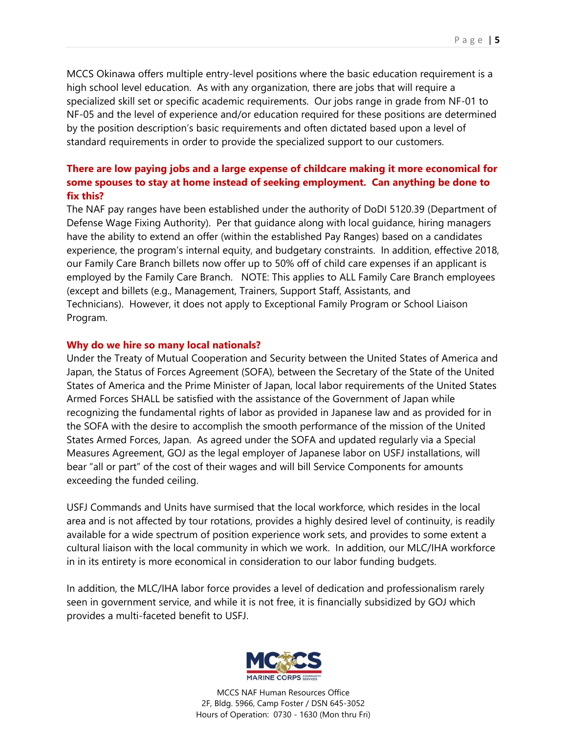MCCS Okinawa offers multiple entry-level positions where the basic education requirement is a high school level education. As with any organization, there are jobs that will require a specialized skill set or specific academic requirements. Our jobs range in grade from NF-01 to NF-05 and the level of experience and/or education required for these positions are determined by the position description's basic requirements and often dictated based upon a level of standard requirements in order to provide the specialized support to our customers.

**There are low paying jobs and a large expense of childcare making it more economical for some spouses to stay at home instead of seeking employment. Can anything be done to fix this?**

The NAF pay ranges have been established under the authority of DoDI 5120.39 (Department of Defense Wage Fixing Authority). Per that guidance along with local guidance, hiring managers have the ability to extend an offer (within the established Pay Ranges) based on a candidates experience, the program's internal equity, and budgetary constraints. In addition, effective 2018, our Family Care Branch billets now offer up to 50% off of child care expenses if an applicant is employed by the Family Care Branch. NOTE: This applies to ALL Family Care Branch employees (except and billets (e.g., Management, Trainers, Support Staff, Assistants, and Technicians). However, it does not apply to Exceptional Family Program or School Liaison Program.

**Why do we hire so many local nationals?**

Under the Treaty of Mutual Cooperation and Security between the United States of America and Japan, the Status of Forces Agreement (SOFA), between the Secretary of the State of the United States of America and the Prime Minister of Japan, local labor requirements of the United States Armed Forces SHALL be satisfied with the assistance of the Government of Japan while recognizing the fundamental rights of labor as provided in Japanese law and as provided for in the SOFA with the desire to accomplish the smooth performance of the mission of the United States Armed Forces, Japan. As agreed under the SOFA and updated regularly via a Special Measures Agreement, GOJ as the legal employer of Japanese labor on USFJ installations, will bear "all or part" of the cost of their wages and will bill Service Components for amounts exceeding the funded ceiling.

USFJ Commands and Units have surmised that the local workforce, which resides in the local area and is not affected by tour rotations, provides a highly desired level of continuity, is readily available for a wide spectrum of position experience work sets, and provides to some extent a cultural liaison with the local community in which we work. In addition, our MLC/IHA workforce in in its entirety is more economical in consideration to our labor funding budgets.

In addition, the MLC/IHA labor force provides a level of dedication and professionalism rarely seen in government service, and while it is not free, it is financially subsidized by GOJ which provides a multi-faceted benefit to USFJ.

MCCS NAF Human Resources Office
2F, Bldg. 5966, Camp Foster / DSN 645-3052
Hours of Operation: 0730 - 1630 (Mon thru Fri)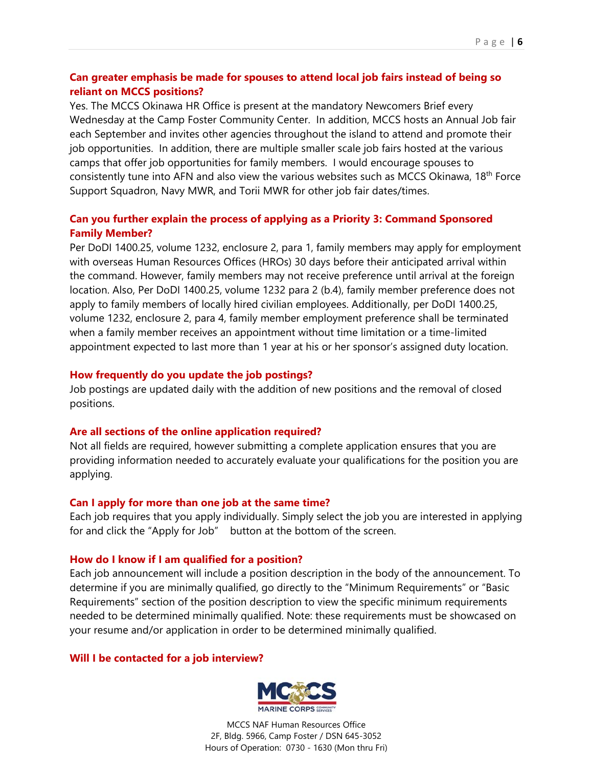**Can greater emphasis be made for spouses to attend local job fairs instead of being so reliant on MCCS positions?**

Yes. The MCCS Okinawa HR Office is present at the mandatory Newcomers Brief every Wednesday at the Camp Foster Community Center. In addition, MCCS hosts an Annual Job fair each September and invites other agencies throughout the island to attend and promote their job opportunities. In addition, there are multiple smaller scale job fairs hosted at the various camps that offer job opportunities for family members. I would encourage spouses to consistently tune into AFN and also view the various websites such as MCCS Okinawa, 18th Force Support Squadron, Navy MWR, and Torii MWR for other job fair dates/times.

**Can you further explain the process of applying as a Priority 3: Command Sponsored Family Member?**

Per DoDI 1400.25, volume 1232, enclosure 2, para 1, family members may apply for employment with overseas Human Resources Offices (HROs) 30 days before their anticipated arrival within the command. However, family members may not receive preference until arrival at the foreign location. Also, Per DoDI 1400.25, volume 1232 para 2 (b.4), family member preference does not apply to family members of locally hired civilian employees. Additionally, per DoDI 1400.25, volume 1232, enclosure 2, para 4, family member employment preference shall be terminated when a family member receives an appointment without time limitation or a time-limited appointment expected to last more than 1 year at his or her sponsor's assigned duty location.

**How frequently do you update the job postings?**

Job postings are updated daily with the addition of new positions and the removal of closed positions.

**Are all sections of the online application required?**

Not all fields are required, however submitting a complete application ensures that you are providing information needed to accurately evaluate your qualifications for the position you are applying.

**Can I apply for more than one job at the same time?**

Each job requires that you apply individually. Simply select the job you are interested in applying for and click the "Apply for Job" button at the bottom of the screen.

**How do I know if I am qualified for a position?**

Each job announcement will include a position description in the body of the announcement. To determine if you are minimally qualified, go directly to the "Minimum Requirements" or "Basic Requirements" section of the position description to view the specific minimum requirements needed to be determined minimally qualified. Note: these requirements must be showcased on your resume and/or application in order to be determined minimally qualified.

**Will I be contacted for a job interview?**

MCCS NAF Human Resources Office
2F, Bldg. 5966, Camp Foster / DSN 645-3052
Hours of Operation: 0730 - 1630 (Mon thru Fri)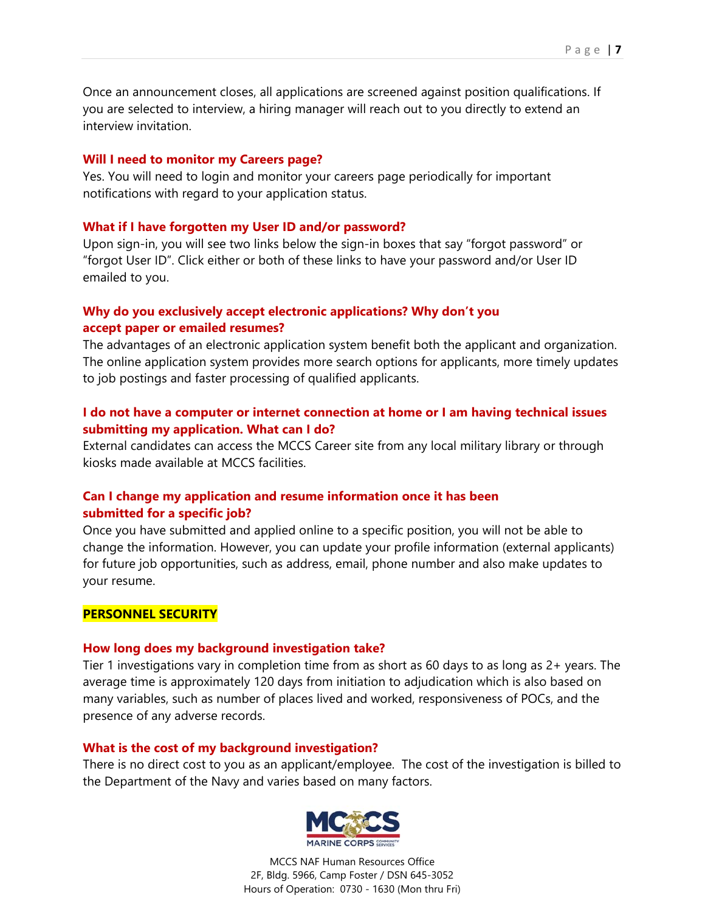Once an announcement closes, all applications are screened against position qualifications. If you are selected to interview, a hiring manager will reach out to you directly to extend an interview invitation.

**Will I need to monitor my Careers page?**

Yes. You will need to login and monitor your careers page periodically for important notifications with regard to your application status.

**What if I have forgotten my User ID and/or password?**

Upon sign-in, you will see two links below the sign-in boxes that say "forgot password" or "forgot User ID". Click either or both of these links to have your password and/or User ID emailed to you.

**Why do you exclusively accept electronic applications? Why don't you accept paper or emailed resumes?**

The advantages of an electronic application system benefit both the applicant and organization. The online application system provides more search options for applicants, more timely updates to job postings and faster processing of qualified applicants.

**I do not have a computer or internet connection at home or I am having technical issues submitting my application. What can I do?**

External candidates can access the MCCS Career site from any local military library or through kiosks made available at MCCS facilities.

**Can I change my application and resume information once it has been submitted for a specific job?**

Once you have submitted and applied online to a specific position, you will not be able to change the information. However, you can update your profile information (external applicants) for future job opportunities, such as address, email, phone number and also make updates to your resume.

## PERSONNEL SECURITY

**How long does my background investigation take?**

Tier 1 investigations vary in completion time from as short as 60 days to as long as 2+ years. The average time is approximately 120 days from initiation to adjudication which is also based on many variables, such as number of places lived and worked, responsiveness of POCs, and the presence of any adverse records.

**What is the cost of my background investigation?**

There is no direct cost to you as an applicant/employee. The cost of the investigation is billed to the Department of the Navy and varies based on many factors.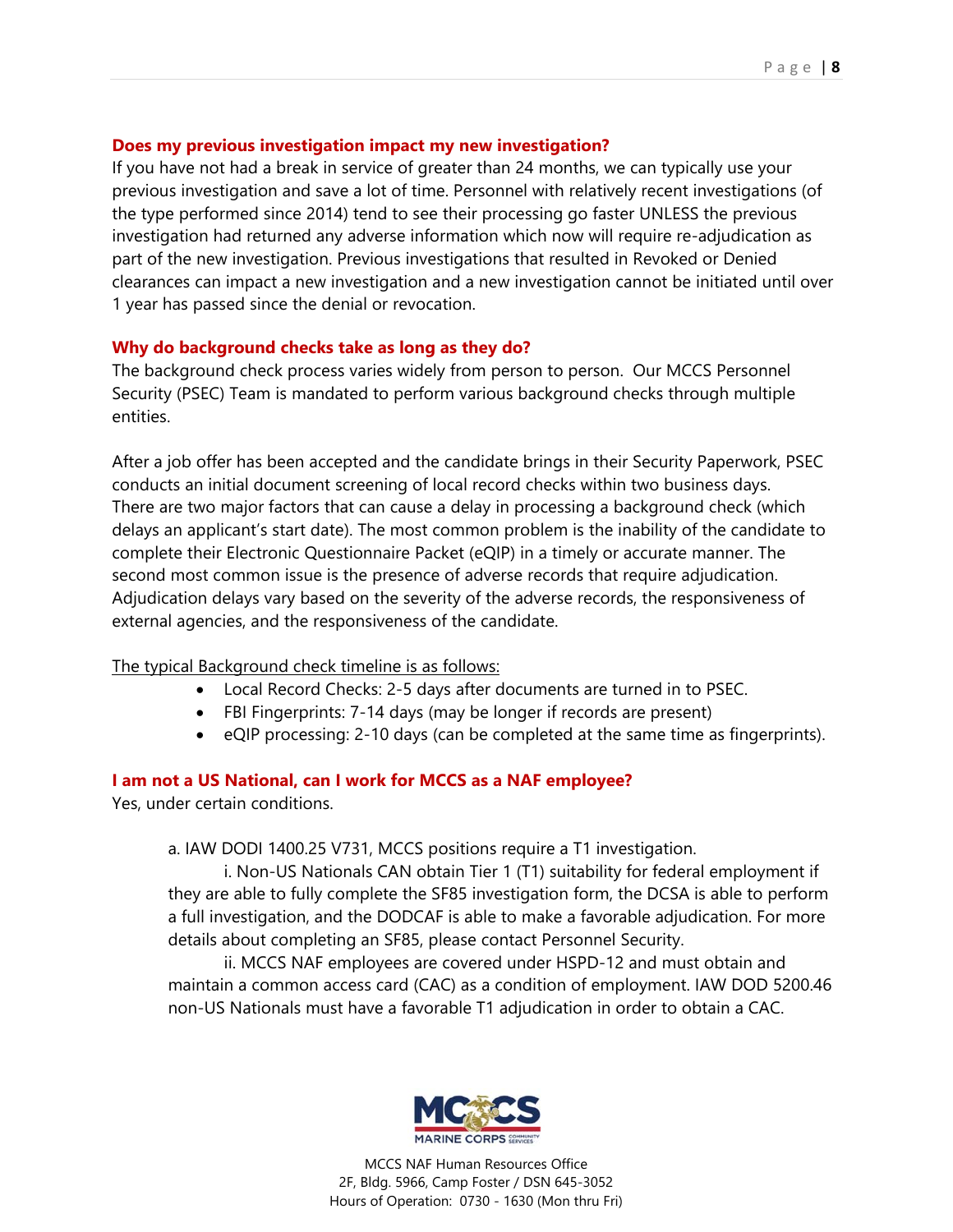**Does my previous investigation impact my new investigation?**

If you have not had a break in service of greater than 24 months, we can typically use your previous investigation and save a lot of time. Personnel with relatively recent investigations (of the type performed since 2014) tend to see their processing go faster UNLESS the previous investigation had returned any adverse information which now will require re-adjudication as part of the new investigation. Previous investigations that resulted in Revoked or Denied clearances can impact a new investigation and a new investigation cannot be initiated until over 1 year has passed since the denial or revocation.

**Why do background checks take as long as they do?**

The background check process varies widely from person to person. Our MCCS Personnel Security (PSEC) Team is mandated to perform various background checks through multiple entities.

After a job offer has been accepted and the candidate brings in their Security Paperwork, PSEC conducts an initial document screening of local record checks within two business days. There are two major factors that can cause a delay in processing a background check (which delays an applicant's start date). The most common problem is the inability of the candidate to complete their Electronic Questionnaire Packet (eQIP) in a timely or accurate manner. The second most common issue is the presence of adverse records that require adjudication. Adjudication delays vary based on the severity of the adverse records, the responsiveness of external agencies, and the responsiveness of the candidate.

<u>The typical Background check timeline is as follows:</u>

- Local Record Checks: 2-5 days after documents are turned in to PSEC.
- FBI Fingerprints: 7-14 days (may be longer if records are present)
- eQIP processing: 2-10 days (can be completed at the same time as fingerprints).

**I am not a US National, can I work for MCCS as a NAF employee?**

Yes, under certain conditions.

a. IAW DODI 1400.25 V731, MCCS positions require a T1 investigation.

i. Non-US Nationals CAN obtain Tier 1 (T1) suitability for federal employment if they are able to fully complete the SF85 investigation form, the DCSA is able to perform a full investigation, and the DODCAF is able to make a favorable adjudication. For more details about completing an SF85, please contact Personnel Security.

ii. MCCS NAF employees are covered under HSPD-12 and must obtain and maintain a common access card (CAC) as a condition of employment. IAW DOD 5200.46 non-US Nationals must have a favorable T1 adjudication in order to obtain a CAC.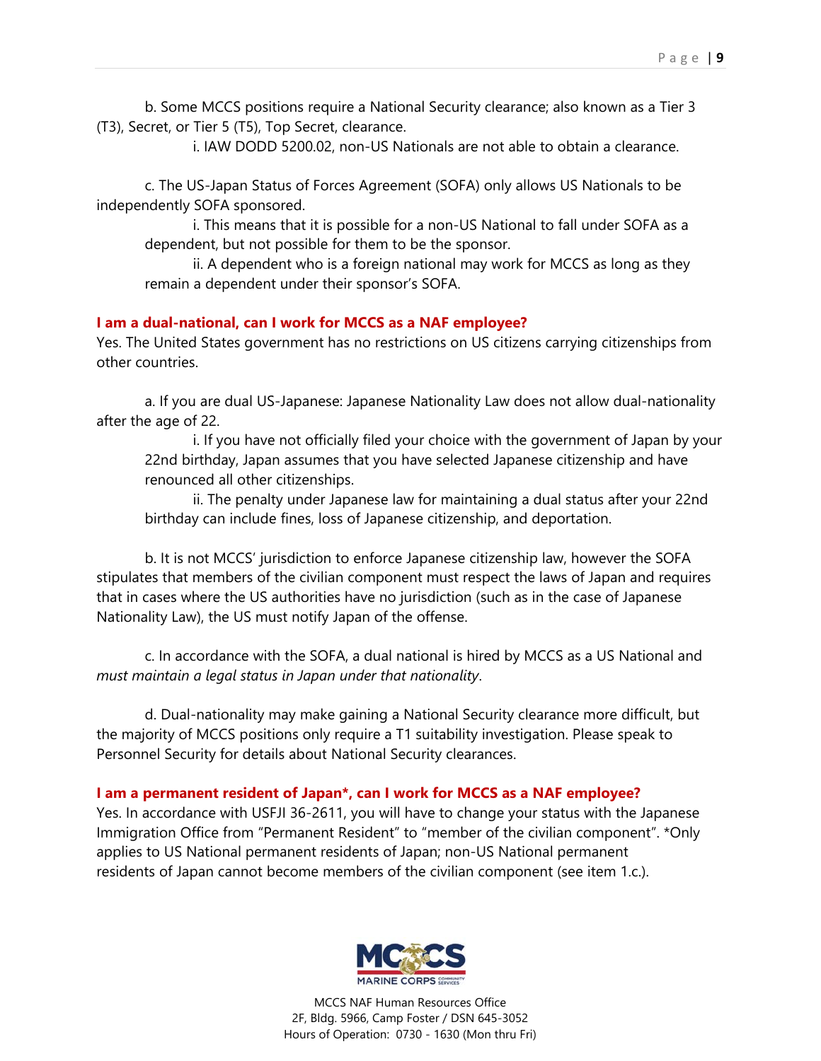b. Some MCCS positions require a National Security clearance; also known as a Tier 3 (T3), Secret, or Tier 5 (T5), Top Secret, clearance.

i. IAW DODD 5200.02, non-US Nationals are not able to obtain a clearance.

c. The US-Japan Status of Forces Agreement (SOFA) only allows US Nationals to be independently SOFA sponsored.

i. This means that it is possible for a non-US National to fall under SOFA as a dependent, but not possible for them to be the sponsor.

ii. A dependent who is a foreign national may work for MCCS as long as they remain a dependent under their sponsor's SOFA.

**I am a dual-national, can I work for MCCS as a NAF employee?**

Yes. The United States government has no restrictions on US citizens carrying citizenships from other countries.

a. If you are dual US-Japanese: Japanese Nationality Law does not allow dual-nationality after the age of 22.

i. If you have not officially filed your choice with the government of Japan by your 22nd birthday, Japan assumes that you have selected Japanese citizenship and have renounced all other citizenships.

ii. The penalty under Japanese law for maintaining a dual status after your 22nd birthday can include fines, loss of Japanese citizenship, and deportation.

b. It is not MCCS' jurisdiction to enforce Japanese citizenship law, however the SOFA stipulates that members of the civilian component must respect the laws of Japan and requires that in cases where the US authorities have no jurisdiction (such as in the case of Japanese Nationality Law), the US must notify Japan of the offense.

c. In accordance with the SOFA, a dual national is hired by MCCS as a US National and *must maintain a legal status in Japan under that nationality*.

d. Dual-nationality may make gaining a National Security clearance more difficult, but the majority of MCCS positions only require a T1 suitability investigation. Please speak to Personnel Security for details about National Security clearances.

**I am a permanent resident of Japan*, can I work for MCCS as a NAF employee?**

Yes. In accordance with USFJI 36-2611, you will have to change your status with the Japanese Immigration Office from "Permanent Resident" to "member of the civilian component". *Only applies to US National permanent residents of Japan; non-US National permanent residents of Japan cannot become members of the civilian component (see item 1.c.).

MCCS NAF Human Resources Office
2F, Bldg. 5966, Camp Foster / DSN 645-3052
Hours of Operation: 0730 - 1630 (Mon thru Fri)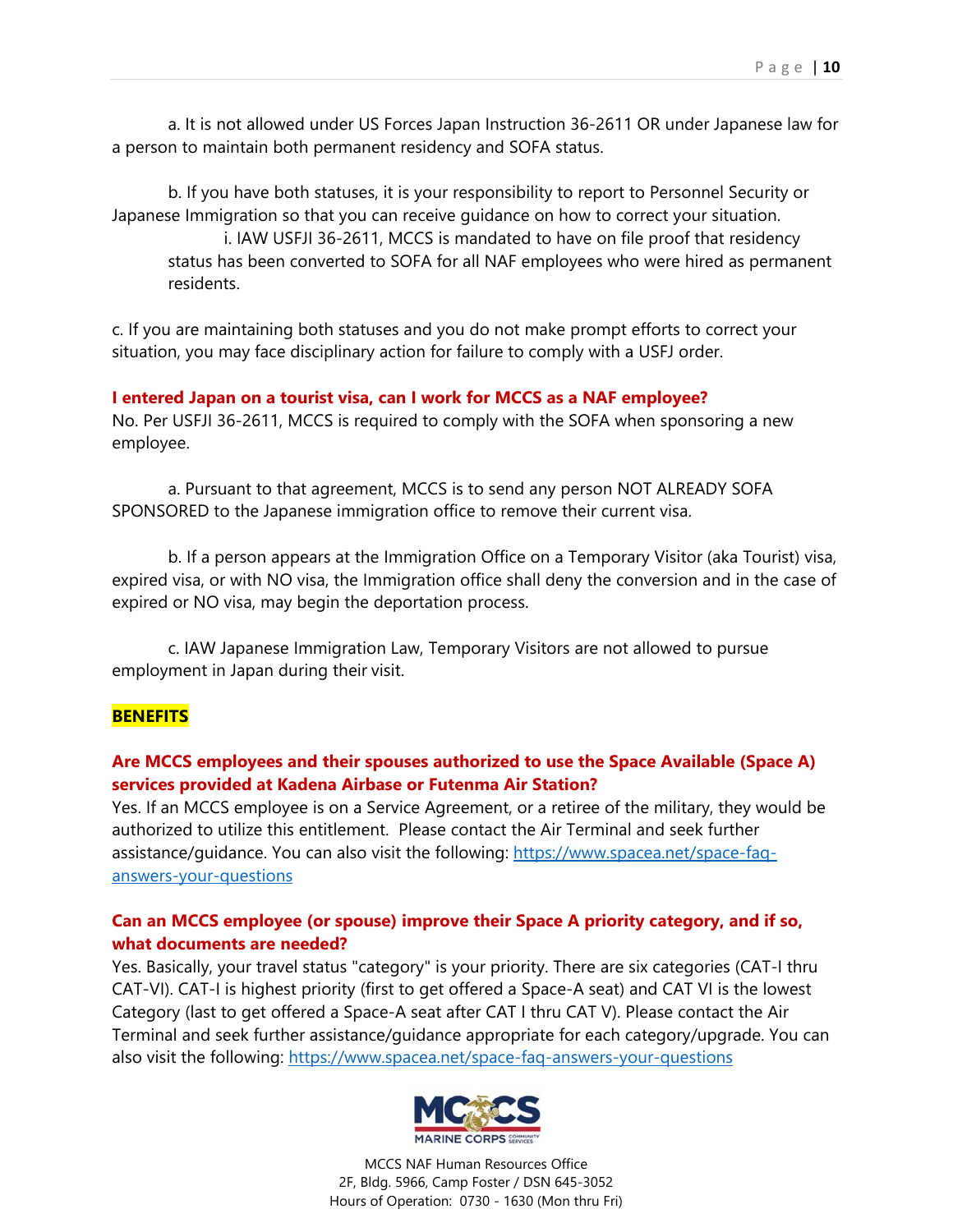a. It is not allowed under US Forces Japan Instruction 36-2611 OR under Japanese law for a person to maintain both permanent residency and SOFA status.

b. If you have both statuses, it is your responsibility to report to Personnel Security or Japanese Immigration so that you can receive guidance on how to correct your situation.

i. IAW USFJI 36-2611, MCCS is mandated to have on file proof that residency status has been converted to SOFA for all NAF employees who were hired as permanent residents.

c. If you are maintaining both statuses and you do not make prompt efforts to correct your situation, you may face disciplinary action for failure to comply with a USFJ order.

**I entered Japan on a tourist visa, can I work for MCCS as a NAF employee?**

No. Per USFJI 36-2611, MCCS is required to comply with the SOFA when sponsoring a new employee.

a. Pursuant to that agreement, MCCS is to send any person NOT ALREADY SOFA SPONSORED to the Japanese immigration office to remove their current visa.

b. If a person appears at the Immigration Office on a Temporary Visitor (aka Tourist) visa, expired visa, or with NO visa, the Immigration office shall deny the conversion and in the case of expired or NO visa, may begin the deportation process.

c. IAW Japanese Immigration Law, Temporary Visitors are not allowed to pursue employment in Japan during their visit.

## BENEFITS

**Are MCCS employees and their spouses authorized to use the Space Available (Space A) services provided at Kadena Airbase or Futenma Air Station?**

Yes. If an MCCS employee is on a Service Agreement, or a retiree of the military, they would be authorized to utilize this entitlement. Please contact the Air Terminal and seek further assistance/guidance. You can also visit the following: https://www.spacea.net/space-faq-answers-your-questions

**Can an MCCS employee (or spouse) improve their Space A priority category, and if so, what documents are needed?**

Yes. Basically, your travel status "category" is your priority. There are six categories (CAT-I thru CAT-VI). CAT-I is highest priority (first to get offered a Space-A seat) and CAT VI is the lowest Category (last to get offered a Space-A seat after CAT I thru CAT V). Please contact the Air Terminal and seek further assistance/guidance appropriate for each category/upgrade. You can also visit the following: https://www.spacea.net/space-faq-answers-your-questions

MCCS NAF Human Resources Office
2F, Bldg. 5966, Camp Foster / DSN 645-3052
Hours of Operation: 0730 - 1630 (Mon thru Fri)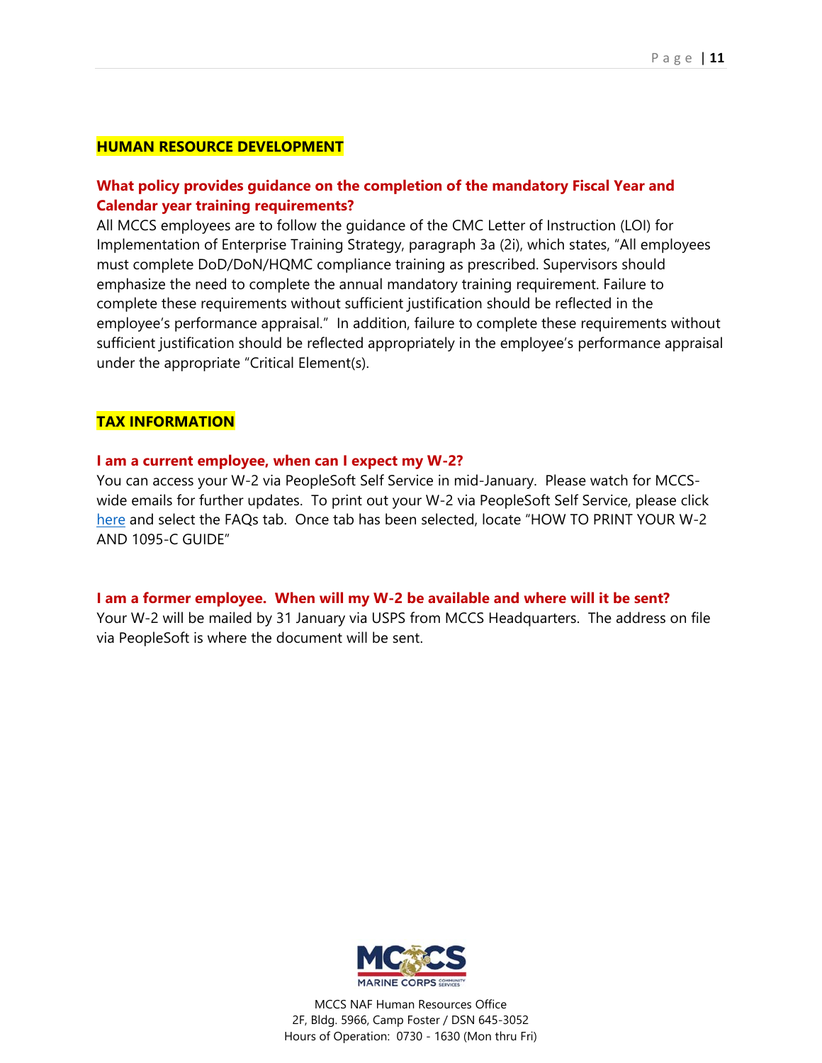## HUMAN RESOURCE DEVELOPMENT

**What policy provides guidance on the completion of the mandatory Fiscal Year and Calendar year training requirements?**

All MCCS employees are to follow the guidance of the CMC Letter of Instruction (LOI) for Implementation of Enterprise Training Strategy, paragraph 3a (2i), which states, "All employees must complete DoD/DoN/HQMC compliance training as prescribed. Supervisors should emphasize the need to complete the annual mandatory training requirement. Failure to complete these requirements without sufficient justification should be reflected in the employee's performance appraisal." In addition, failure to complete these requirements without sufficient justification should be reflected appropriately in the employee's performance appraisal under the appropriate "Critical Element(s).

## TAX INFORMATION

**I am a current employee, when can I expect my W-2?**

You can access your W-2 via PeopleSoft Self Service in mid-January. Please watch for MCCS-wide emails for further updates. To print out your W-2 via PeopleSoft Self Service, please click here and select the FAQs tab. Once tab has been selected, locate "HOW TO PRINT YOUR W-2 AND 1095-C GUIDE"

**I am a former employee. When will my W-2 be available and where will it be sent?**

Your W-2 will be mailed by 31 January via USPS from MCCS Headquarters. The address on file via PeopleSoft is where the document will be sent.

MCCS NAF Human Resources Office
2F, Bldg. 5966, Camp Foster / DSN 645-3052
Hours of Operation: 0730 - 1630 (Mon thru Fri)